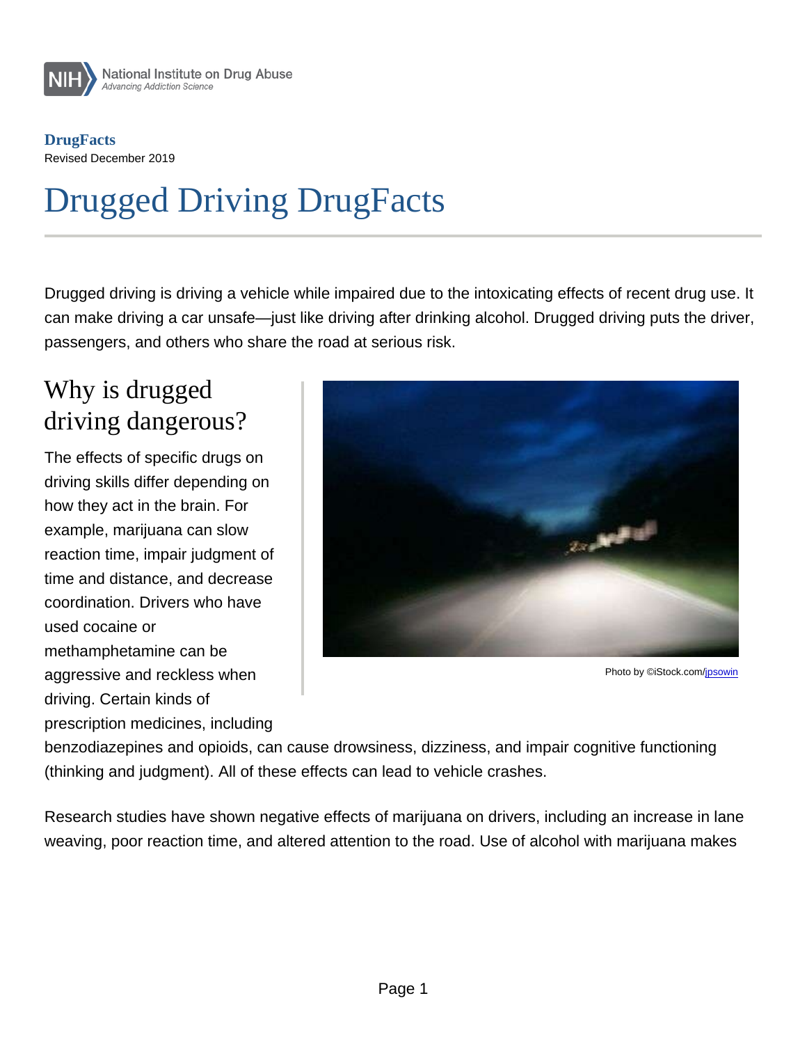National Institute on Drug Abuse
*Advancing Addiction Science*

**DrugFacts**
Revised December 2019

# Drugged Driving DrugFacts

Drugged driving is driving a vehicle while impaired due to the intoxicating effects of recent drug use. It can make driving a car unsafe—just like driving after drinking alcohol. Drugged driving puts the driver, passengers, and others who share the road at serious risk.

## Why is drugged driving dangerous?

The effects of specific drugs on driving skills differ depending on how they act in the brain. For example, marijuana can slow reaction time, impair judgment of time and distance, and decrease coordination. Drivers who have used cocaine or methamphetamine can be aggressive and reckless when driving. Certain kinds of prescription medicines, including benzodiazepines and opioids, can cause drowsiness, dizziness, and impair cognitive functioning (thinking and judgment). All of these effects can lead to vehicle crashes.

Photo by ©iStock.com/jpsowin

Research studies have shown negative effects of marijuana on drivers, including an increase in lane weaving, poor reaction time, and altered attention to the road. Use of alcohol with marijuana makes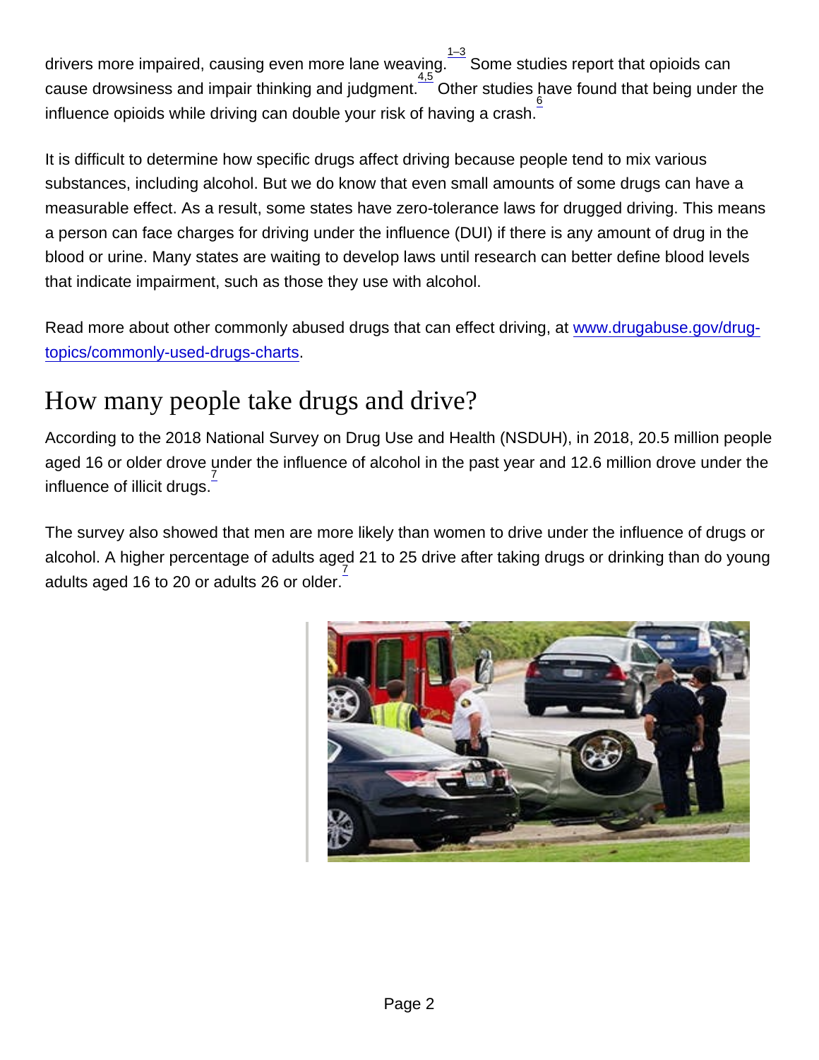drivers more impaired, causing even more lane weaving.[1–3] Some studies report that opioids can cause drowsiness and impair thinking and judgment.[4,5] Other studies have found that being under the influence opioids while driving can double your risk of having a crash.[6]

It is difficult to determine how specific drugs affect driving because people tend to mix various substances, including alcohol. But we do know that even small amounts of some drugs can have a measurable effect. As a result, some states have zero-tolerance laws for drugged driving. This means a person can face charges for driving under the influence (DUI) if there is any amount of drug in the blood or urine. Many states are waiting to develop laws until research can better define blood levels that indicate impairment, such as those they use with alcohol.

Read more about other commonly abused drugs that can effect driving, at [www.drugabuse.gov/drug-topics/commonly-used-drugs-charts](www.drugabuse.gov/drug-topics/commonly-used-drugs-charts).

# How many people take drugs and drive?

According to the 2018 National Survey on Drug Use and Health (NSDUH), in 2018, 20.5 million people aged 16 or older drove under the influence of alcohol in the past year and 12.6 million drove under the influence of illicit drugs.[7]

The survey also showed that men are more likely than women to drive under the influence of drugs or alcohol. A higher percentage of adults aged 21 to 25 drive after taking drugs or drinking than do young adults aged 16 to 20 or adults 26 or older.[7]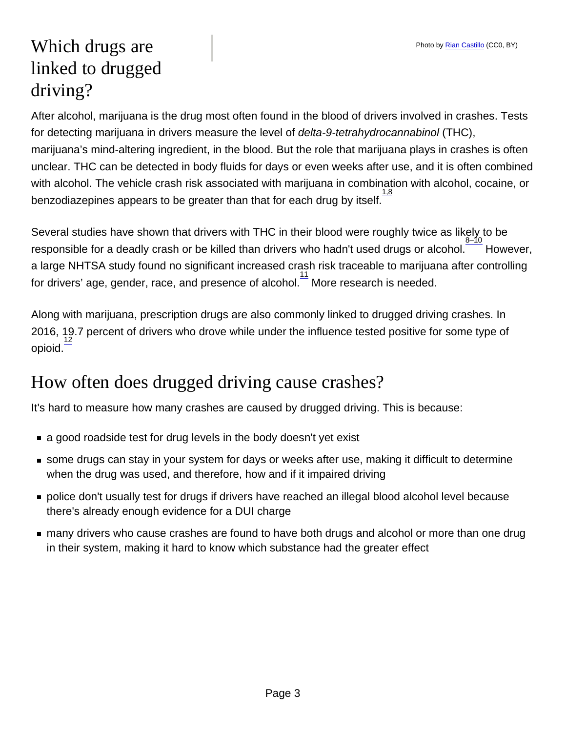# Which drugs are linked to drugged driving?

Photo by Rian Castillo (CC0, BY)

After alcohol, marijuana is the drug most often found in the blood of drivers involved in crashes. Tests for detecting marijuana in drivers measure the level of *delta-9-tetrahydrocannabinol* (THC), marijuana's mind-altering ingredient, in the blood. But the role that marijuana plays in crashes is often unclear. THC can be detected in body fluids for days or even weeks after use, and it is often combined with alcohol. The vehicle crash risk associated with marijuana in combination with alcohol, cocaine, or benzodiazepines appears to be greater than that for each drug by itself.[1,8]

Several studies have shown that drivers with THC in their blood were roughly twice as likely to be responsible for a deadly crash or be killed than drivers who hadn't used drugs or alcohol.[8–10] However, a large NHTSA study found no significant increased crash risk traceable to marijuana after controlling for drivers' age, gender, race, and presence of alcohol.[11] More research is needed.

Along with marijuana, prescription drugs are also commonly linked to drugged driving crashes. In 2016, 19.7 percent of drivers who drove while under the influence tested positive for some type of opioid.[12]

## How often does drugged driving cause crashes?

It's hard to measure how many crashes are caused by drugged driving. This is because:

- a good roadside test for drug levels in the body doesn't yet exist
- some drugs can stay in your system for days or weeks after use, making it difficult to determine when the drug was used, and therefore, how and if it impaired driving
- police don't usually test for drugs if drivers have reached an illegal blood alcohol level because there's already enough evidence for a DUI charge
- many drivers who cause crashes are found to have both drugs and alcohol or more than one drug in their system, making it hard to know which substance had the greater effect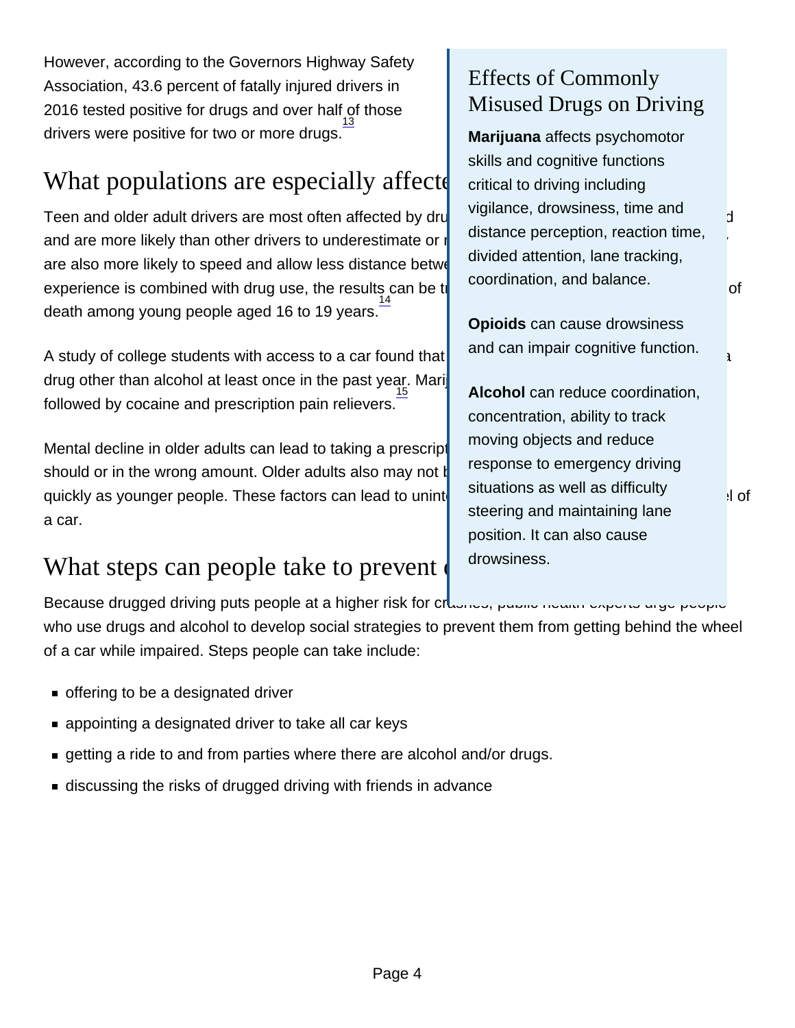However, according to the Governors Highway Safety Association, 43.6 percent of fatally injured drivers in 2016 tested positive for drugs and over half of those drivers were positive for two or more drugs.[13]

## What populations are especially affecte

Teen and older adult drivers are most often affected by dru d and are more likely than other drivers to underestimate or r , are also more likely to speed and allow less distance betwe experience is combined with drug use, the results can be tr of death among young people aged 16 to 19 years.[14]

A study of college students with access to a car found that a drug other than alcohol at least once in the past year. Mari followed by cocaine and prescription pain relievers.[15]

Mental decline in older adults can lead to taking a prescript should or in the wrong amount. Older adults also may not b quickly as younger people. These factors can lead to uninte l of a car.

### Effects of Commonly Misused Drugs on Driving

**Marijuana** affects psychomotor skills and cognitive functions critical to driving including vigilance, drowsiness, time and distance perception, reaction time, divided attention, lane tracking, coordination, and balance.

**Opioids** can cause drowsiness and can impair cognitive function.

**Alcohol** can reduce coordination, concentration, ability to track moving objects and reduce response to emergency driving situations as well as difficulty steering and maintaining lane position. It can also cause drowsiness.

## What steps can people take to prevent

Because drugged driving puts people at a higher risk for crashes, public health experts urge people who use drugs and alcohol to develop social strategies to prevent them from getting behind the wheel of a car while impaired. Steps people can take include:

- offering to be a designated driver
- appointing a designated driver to take all car keys
- getting a ride to and from parties where there are alcohol and/or drugs.
- discussing the risks of drugged driving with friends in advance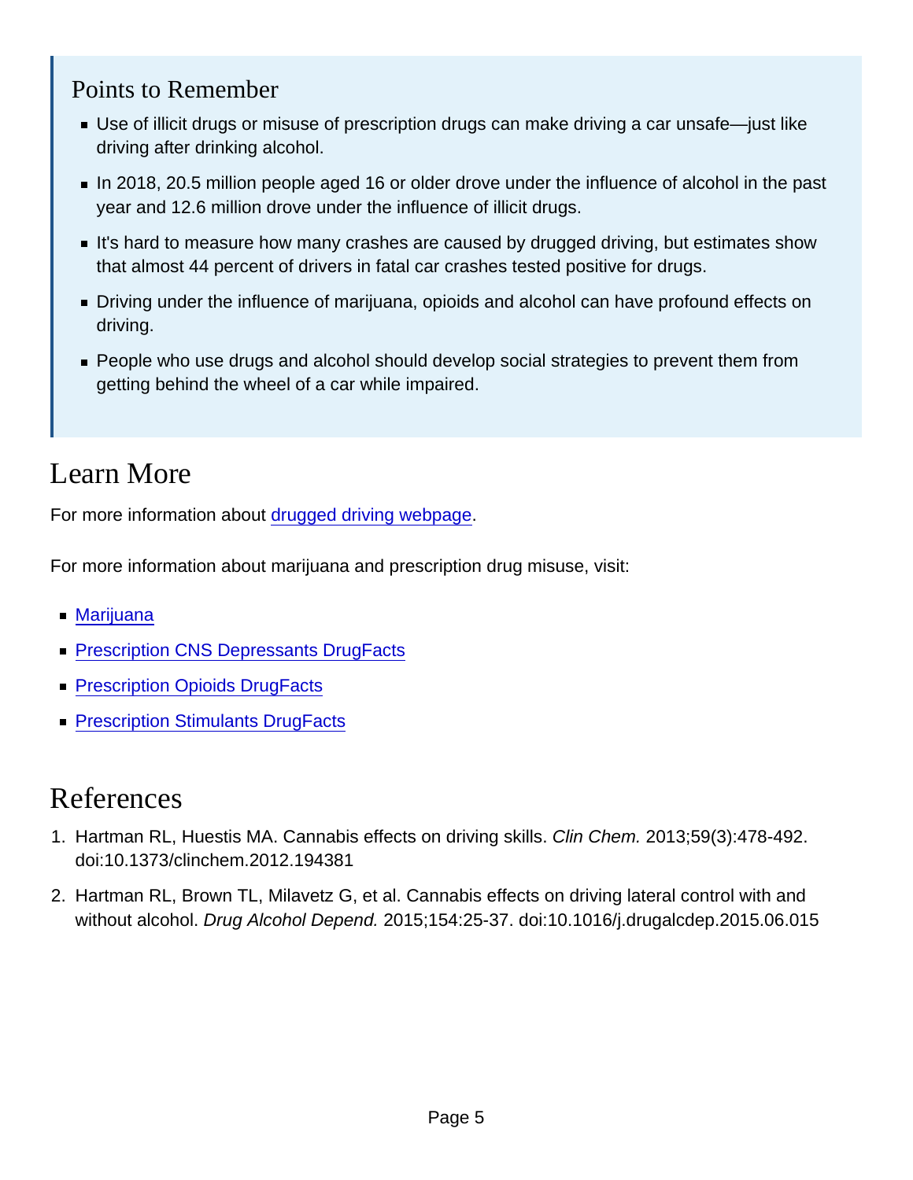## Points to Remember

- Use of illicit drugs or misuse of prescription drugs can make driving a car unsafe—just like driving after drinking alcohol.
- In 2018, 20.5 million people aged 16 or older drove under the influence of alcohol in the past year and 12.6 million drove under the influence of illicit drugs.
- It's hard to measure how many crashes are caused by drugged driving, but estimates show that almost 44 percent of drivers in fatal car crashes tested positive for drugs.
- Driving under the influence of marijuana, opioids and alcohol can have profound effects on driving.
- People who use drugs and alcohol should develop social strategies to prevent them from getting behind the wheel of a car while impaired.

# Learn More

For more information about drugged driving webpage.

For more information about marijuana and prescription drug misuse, visit:

- Marijuana
- Prescription CNS Depressants DrugFacts
- Prescription Opioids DrugFacts
- Prescription Stimulants DrugFacts

# References

1. Hartman RL, Huestis MA. Cannabis effects on driving skills. *Clin Chem.* 2013;59(3):478-492. doi:10.1373/clinchem.2012.194381
2. Hartman RL, Brown TL, Milavetz G, et al. Cannabis effects on driving lateral control with and without alcohol. *Drug Alcohol Depend.* 2015;154:25-37. doi:10.1016/j.drugalcdep.2015.06.015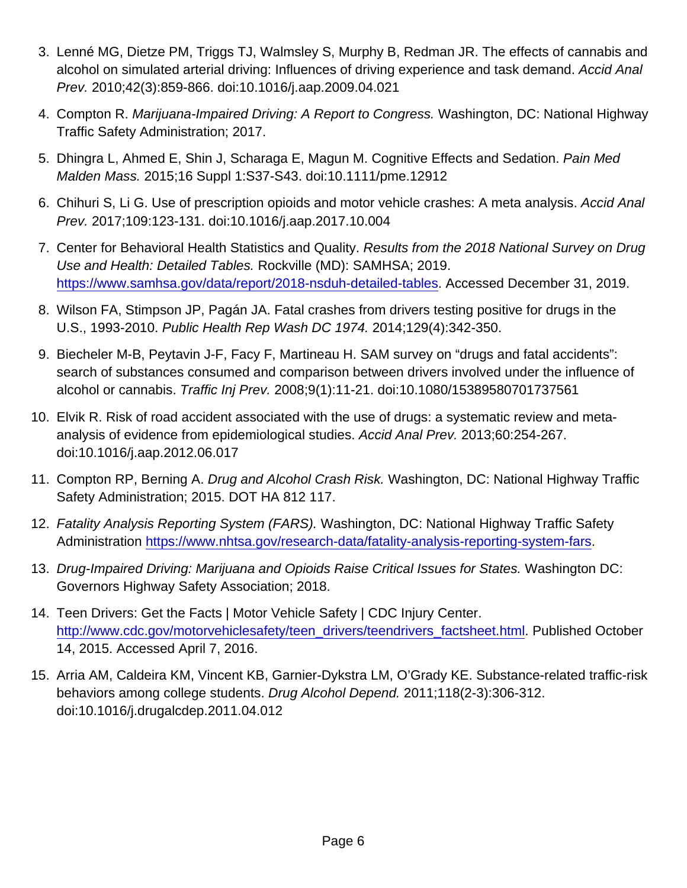3. Lenné MG, Dietze PM, Triggs TJ, Walmsley S, Murphy B, Redman JR. The effects of cannabis and alcohol on simulated arterial driving: Influences of driving experience and task demand. *Accid Anal Prev.* 2010;42(3):859-866. doi:10.1016/j.aap.2009.04.021
4. Compton R. *Marijuana-Impaired Driving: A Report to Congress.* Washington, DC: National Highway Traffic Safety Administration; 2017.
5. Dhingra L, Ahmed E, Shin J, Scharaga E, Magun M. Cognitive Effects and Sedation. *Pain Med Malden Mass.* 2015;16 Suppl 1:S37-S43. doi:10.1111/pme.12912
6. Chihuri S, Li G. Use of prescription opioids and motor vehicle crashes: A meta analysis. *Accid Anal Prev.* 2017;109:123-131. doi:10.1016/j.aap.2017.10.004
7. Center for Behavioral Health Statistics and Quality. *Results from the 2018 National Survey on Drug Use and Health: Detailed Tables.* Rockville (MD): SAMHSA; 2019. https://www.samhsa.gov/data/report/2018-nsduh-detailed-tables. Accessed December 31, 2019.
8. Wilson FA, Stimpson JP, Pagán JA. Fatal crashes from drivers testing positive for drugs in the U.S., 1993-2010. *Public Health Rep Wash DC 1974.* 2014;129(4):342-350.
9. Biecheler M-B, Peytavin J-F, Facy F, Martineau H. SAM survey on "drugs and fatal accidents": search of substances consumed and comparison between drivers involved under the influence of alcohol or cannabis. *Traffic Inj Prev.* 2008;9(1):11-21. doi:10.1080/15389580701737561
10. Elvik R. Risk of road accident associated with the use of drugs: a systematic review and meta-analysis of evidence from epidemiological studies. *Accid Anal Prev.* 2013;60:254-267. doi:10.1016/j.aap.2012.06.017
11. Compton RP, Berning A. *Drug and Alcohol Crash Risk.* Washington, DC: National Highway Traffic Safety Administration; 2015. DOT HA 812 117.
12. *Fatality Analysis Reporting System (FARS).* Washington, DC: National Highway Traffic Safety Administration https://www.nhtsa.gov/research-data/fatality-analysis-reporting-system-fars.
13. *Drug-Impaired Driving: Marijuana and Opioids Raise Critical Issues for States.* Washington DC: Governors Highway Safety Association; 2018.
14. Teen Drivers: Get the Facts | Motor Vehicle Safety | CDC Injury Center. http://www.cdc.gov/motorvehiclesafety/teen_drivers/teendrivers_factsheet.html. Published October 14, 2015. Accessed April 7, 2016.
15. Arria AM, Caldeira KM, Vincent KB, Garnier-Dykstra LM, O'Grady KE. Substance-related traffic-risk behaviors among college students. *Drug Alcohol Depend.* 2011;118(2-3):306-312. doi:10.1016/j.drugalcdep.2011.04.012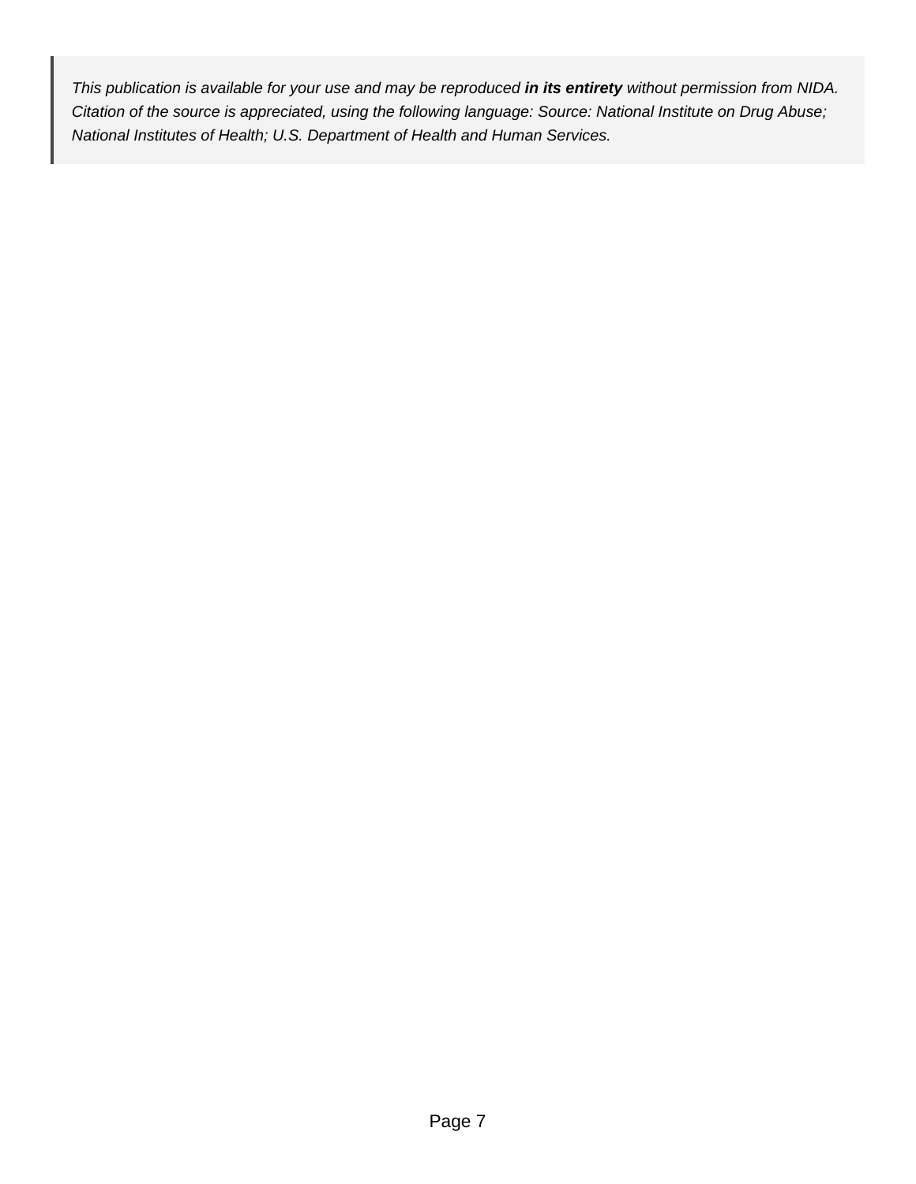> *This publication is available for your use and may be reproduced **in its entirety** without permission from NIDA. Citation of the source is appreciated, using the following language: Source: National Institute on Drug Abuse; National Institutes of Health; U.S. Department of Health and Human Services.*